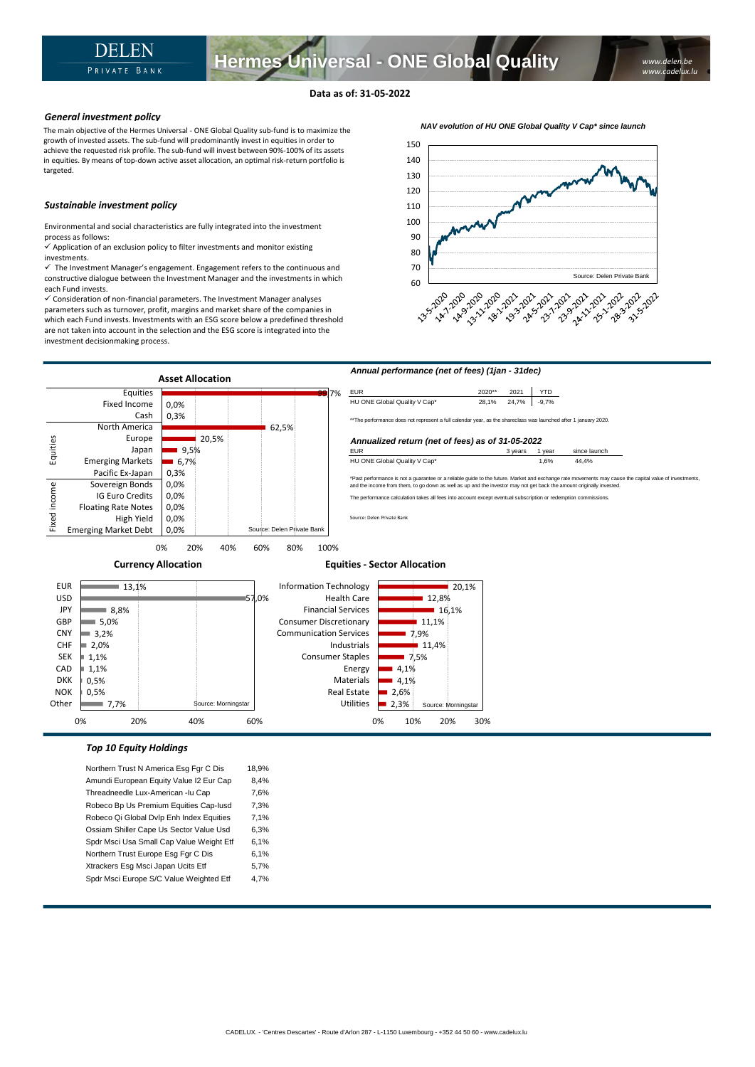# Hermes Universal - ONE Global Quality

www.delen.be
www.cadelux.lu

**Data as of: 31-05-2022**

### *General investment policy*

The main objective of the Hermes Universal - ONE Global Quality sub-fund is to maximize the growth of invested assets. The sub-fund will predominantly invest in equities in order to achieve the requested risk profile. The sub-fund will invest between 90%-100% of its assets in equities. By means of top-down active asset allocation, an optimal risk-return portfolio is targeted.

### *Sustainable investment policy*

Environmental and social characteristics are fully integrated into the investment process as follows:

- ✓ Application of an exclusion policy to filter investments and monitor existing investments.
- ✓ The Investment Manager's engagement. Engagement refers to the continuous and constructive dialogue between the Investment Manager and the investments in which each Fund invests.
- ✓ Consideration of non-financial parameters. The Investment Manager analyses parameters such as turnover, profit, margins and market share of the companies in which each Fund invests. Investments with an ESG score below a predefined threshold are not taken into account in the selection and the ESG score is integrated into the investment decisionmaking process.

*NAV evolution of HU ONE Global Quality V Cap\* since launch*

Source: Delen Private Bank

### Asset Allocation

| | | |
|---|---|---|
| | Equities | 99,7% |
| | Fixed Income | 0,0% |
| | Cash | 0,3% |
| Equities | North America | 62,5% |
| | Europe | 20,5% |
| | Japan | 9,5% |
| | Emerging Markets | 6,7% |
| | Pacific Ex-Japan | 0,3% |
| Fixed income | Sovereign Bonds | 0,0% |
| | IG Euro Credits | 0,0% |
| | Floating Rate Notes | 0,0% |
| | High Yield | 0,0% |
| | Emerging Market Debt | 0,0% |

Source: Delen Private Bank

### *Annual performance (net of fees) (1jan - 31dec)*

| EUR | 2020** | 2021 | YTD |
|---|---|---|---|
| HU ONE Global Quality V Cap* | 28,1% | 24,7% | -9,7% |

**The performance does not represent a full calendar year, as the shareclass was launched after 1 january 2020.

### *Annualized return (net of fees) as of 31-05-2022*

| EUR | 3 years | 1 year | since launch |
|---|---|---|---|
| HU ONE Global Quality V Cap* | | 1,6% | 44,4% |

*Past performance is not a guarantee or a reliable guide to the future. Market and exchange rate movements may cause the capital value of investments, and the income from them, to go down as well as up and the investor may not get back the amount originally invested.

The performance calculation takes all fees into account except eventual subscription or redemption commissions.

Source: Delen Private Bank

### Currency Allocation

| Currency | % |
|---|---|
| EUR | 13,1% |
| USD | 57,0% |
| JPY | 8,8% |
| GBP | 5,0% |
| CNY | 3,2% |
| CHF | 2,0% |
| SEK | 1,1% |
| CAD | 1,1% |
| DKK | 0,5% |
| NOK | 0,5% |
| Other | 7,7% |

Source: Morningstar

### Equities - Sector Allocation

| Sector | % |
|---|---|
| Information Technology | 20,1% |
| Health Care | 12,8% |
| Financial Services | 16,1% |
| Consumer Discretionary | 11,1% |
| Communication Services | 7,9% |
| Industrials | 11,4% |
| Consumer Staples | 7,5% |
| Energy | 4,1% |
| Materials | 4,1% |
| Real Estate | 2,6% |
| Utilities | 2,3% |

Source: Morningstar

### *Top 10 Equity Holdings*

| Holding | % |
|---|---|
| Northern Trust N America Esg Fgr C Dis | 18,9% |
| Amundi European Equity Value I2 Eur Cap | 8,4% |
| Threadneedle Lux-American -Iu Cap | 7,6% |
| Robeco Bp Us Premium Equities Cap-Iusd | 7,3% |
| Robeco Qi Global Dvlp Enh Index Equities | 7,1% |
| Ossiam Shiller Cape Us Sector Value Usd | 6,3% |
| Spdr Msci Usa Small Cap Value Weight Etf | 6,1% |
| Northern Trust Europe Esg Fgr C Dis | 6,1% |
| Xtrackers Esg Msci Japan Ucits Etf | 5,7% |
| Spdr Msci Europe S/C Value Weighted Etf | 4,7% |

CADELUX. - 'Centres Descartes' - Route d'Arlon 287 - L-1150 Luxembourg - +352 44 50 60 - www.cadelux.lu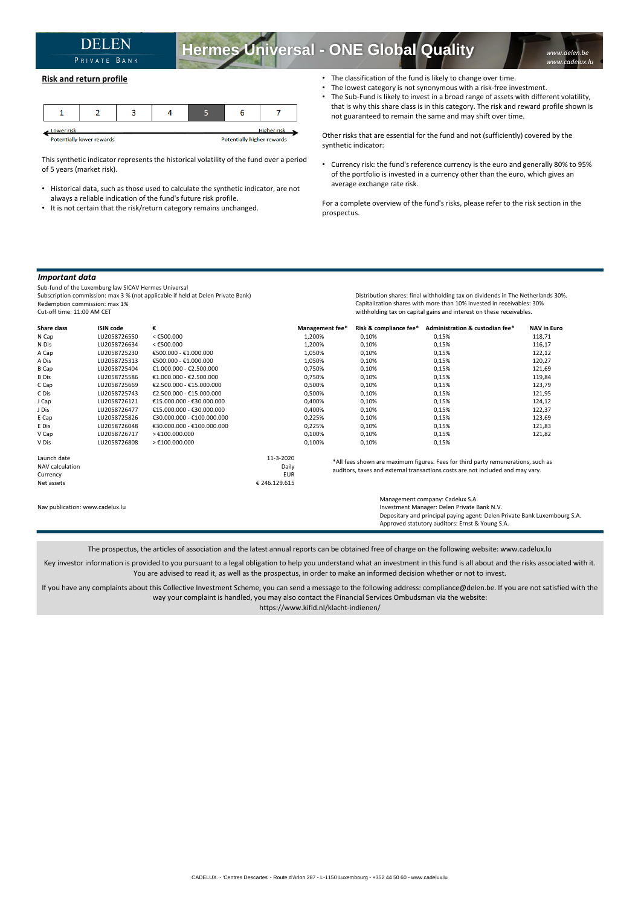DELEN PRIVATE BANK

# Hermes Universal - ONE Global Quality

www.delen.be
www.cadelux.lu

## Risk and return profile

| 1 | 2 | 3 | 4 | **5** | 6 | 7 |
|---|---|---|---|---|---|---|

Lower risk — Higher risk

Potentially lower rewards — Potentially higher rewards

This synthetic indicator represents the historical volatility of the fund over a period of 5 years (market risk).

- Historical data, such as those used to calculate the synthetic indicator, are not always a reliable indication of the fund's future risk profile.
- It is not certain that the risk/return category remains unchanged.
- The classification of the fund is likely to change over time.
- The lowest category is not synonymous with a risk-free investment.
- The Sub-Fund is likely to invest in a broad range of assets with different volatility, that is why this share class is in this category. The risk and reward profile shown is not guaranteed to remain the same and may shift over time.

Other risks that are essential for the fund and not (sufficiently) covered by the synthetic indicator:

- Currency risk: the fund's reference currency is the euro and generally 80% to 95% of the portfolio is invested in a currency other than the euro, which gives an average exchange rate risk.

For a complete overview of the fund's risks, please refer to the risk section in the prospectus.

## *Important data*

Sub-fund of the Luxemburg law SICAV Hermes Universal
Subscription commission: max 3 % (not applicable if held at Delen Private Bank)
Redemption commission: max 1%
Cut-off time: 11:00 AM CET

Distribution shares: final withholding tax on dividends in The Netherlands 30%.
Capitalization shares with more than 10% invested in receivables: 30% withholding tax on capital gains and interest on these receivables.

| Share class | ISIN code | € | Management fee* | Risk & compliance fee* | Administration & custodian fee* | NAV in Euro |
|---|---|---|---|---|---|---|
| N Cap | LU2058726550 | < €500.000 | 1,200% | 0,10% | 0,15% | 118,71 |
| N Dis | LU2058726634 | < €500.000 | 1,200% | 0,10% | 0,15% | 116,17 |
| A Cap | LU2058725230 | €500.000 - €1.000.000 | 1,050% | 0,10% | 0,15% | 122,12 |
| A Dis | LU2058725313 | €500.000 - €1.000.000 | 1,050% | 0,10% | 0,15% | 120,27 |
| B Cap | LU2058725404 | €1.000.000 - €2.500.000 | 0,750% | 0,10% | 0,15% | 121,69 |
| B Dis | LU2058725586 | €1.000.000 - €2.500.000 | 0,750% | 0,10% | 0,15% | 119,84 |
| C Cap | LU2058725669 | €2.500.000 - €15.000.000 | 0,500% | 0,10% | 0,15% | 123,79 |
| C Dis | LU2058725743 | €2.500.000 - €15.000.000 | 0,500% | 0,10% | 0,15% | 121,95 |
| J Cap | LU2058726121 | €15.000.000 - €30.000.000 | 0,400% | 0,10% | 0,15% | 124,12 |
| J Dis | LU2058726477 | €15.000.000 - €30.000.000 | 0,400% | 0,10% | 0,15% | 122,37 |
| E Cap | LU2058725826 | €30.000.000 - €100.000.000 | 0,225% | 0,10% | 0,15% | 123,69 |
| E Dis | LU2058726048 | €30.000.000 - €100.000.000 | 0,225% | 0,10% | 0,15% | 121,83 |
| V Cap | LU2058726717 | > €100.000.000 | 0,100% | 0,10% | 0,15% | 121,82 |
| V Dis | LU2058726808 | > €100.000.000 | 0,100% | 0,10% | 0,15% | |

| | |
|---|---|
| Launch date | 11-3-2020 |
| NAV calculation | Daily |
| Currency | EUR |
| Net assets | € 246.129.615 |

*All fees shown are maximum figures. Fees for third party remunerations, such as auditors, taxes and external transactions costs are not included and may vary.

Nav publication: www.cadelux.lu

Management company: Cadelux S.A.
Investment Manager: Delen Private Bank N.V.
Depositary and principal paying agent: Delen Private Bank Luxembourg S.A.
Approved statutory auditors: Ernst & Young S.A.

The prospectus, the articles of association and the latest annual reports can be obtained free of charge on the following website: www.cadelux.lu

Key investor information is provided to you pursuant to a legal obligation to help you understand what an investment in this fund is all about and the risks associated with it. You are advised to read it, as well as the prospectus, in order to make an informed decision whether or not to invest.

If you have any complaints about this Collective Investment Scheme, you can send a message to the following address: compliance@delen.be. If you are not satisfied with the way your complaint is handled, you may also contact the Financial Services Ombudsman via the website: https://www.kifid.nl/klacht-indienen/

CADELUX. - 'Centres Descartes' - Route d'Arlon 287 - L-1150 Luxembourg - +352 44 50 60 - www.cadelux.lu